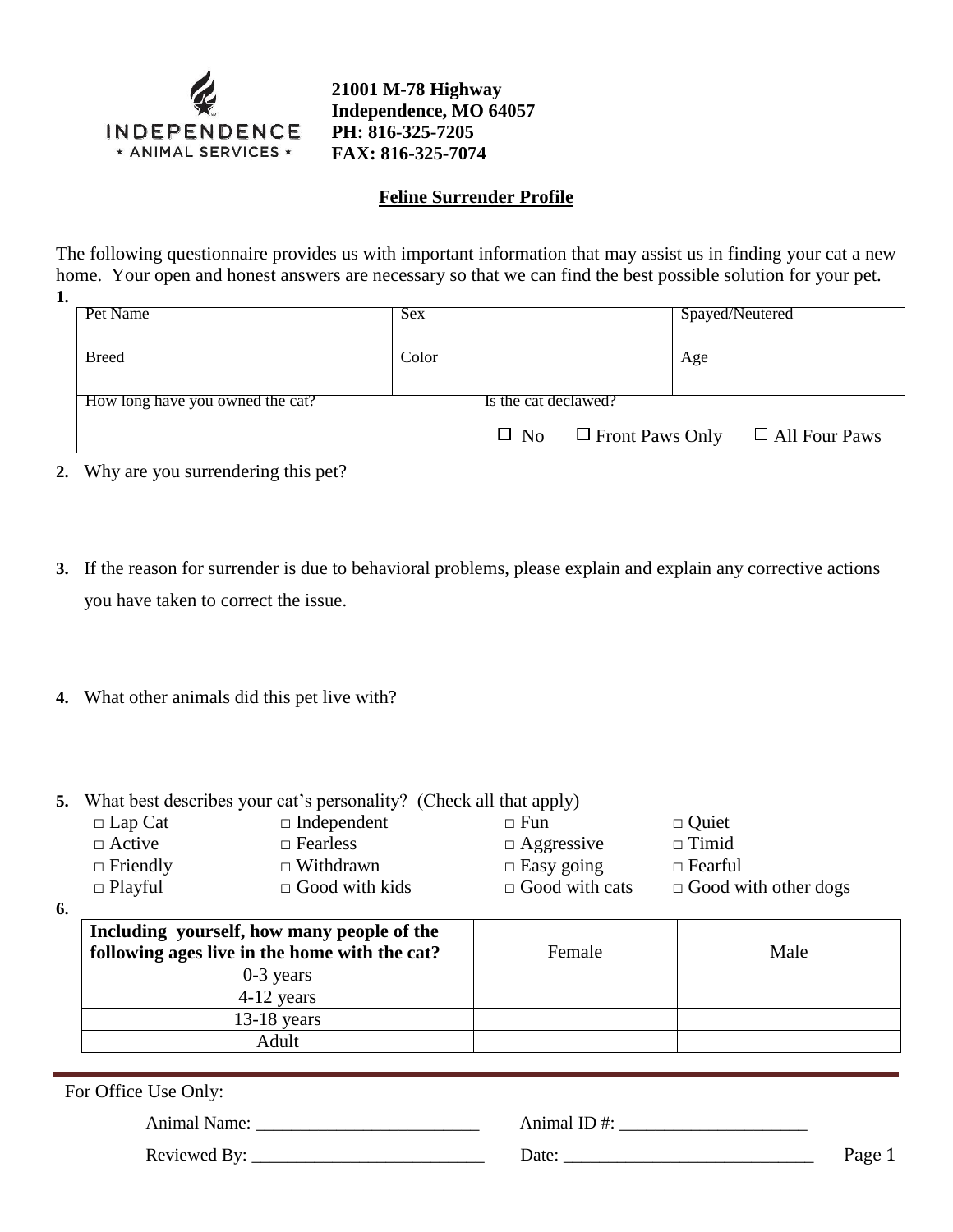INDEPENDENCE
* ANIMAL SERVICES *

**21001 M-78 Highway**
**Independence, MO 64057**
**PH: 816-325-7205**
**FAX: 816-325-7074**

## Feline Surrender Profile

The following questionnaire provides us with important information that may assist us in finding your cat a new home. Your open and honest answers are necessary so that we can find the best possible solution for your pet.

**1.**

| Pet Name | Sex | Spayed/Neutered |
|---|---|---|
| Breed | Color | Age |
| How long have you owned the cat? | Is the cat declawed? ☐ No ☐ Front Paws Only ☐ All Four Paws | |

**2.** Why are you surrendering this pet?

**3.** If the reason for surrender is due to behavioral problems, please explain and explain any corrective actions you have taken to correct the issue.

**4.** What other animals did this pet live with?

**5.** What best describes your cat's personality? (Check all that apply)

| | | | |
|---|---|---|---|
| □ Lap Cat | □ Independent | □ Fun | □ Quiet |
| □ Active | □ Fearless | □ Aggressive | □ Timid |
| □ Friendly | □ Withdrawn | □ Easy going | □ Fearful |
| □ Playful | □ Good with kids | □ Good with cats | □ Good with other dogs |

**6.**

| **Including yourself, how many people of the following ages live in the home with the cat?** | Female | Male |
|---|---|---|
| 0-3 years | | |
| 4-12 years | | |
| 13-18 years | | |
| Adult | | |

For Office Use Only:

Animal Name: _________________________ Animal ID #: _____________________

Reviewed By: __________________________ Date: ____________________________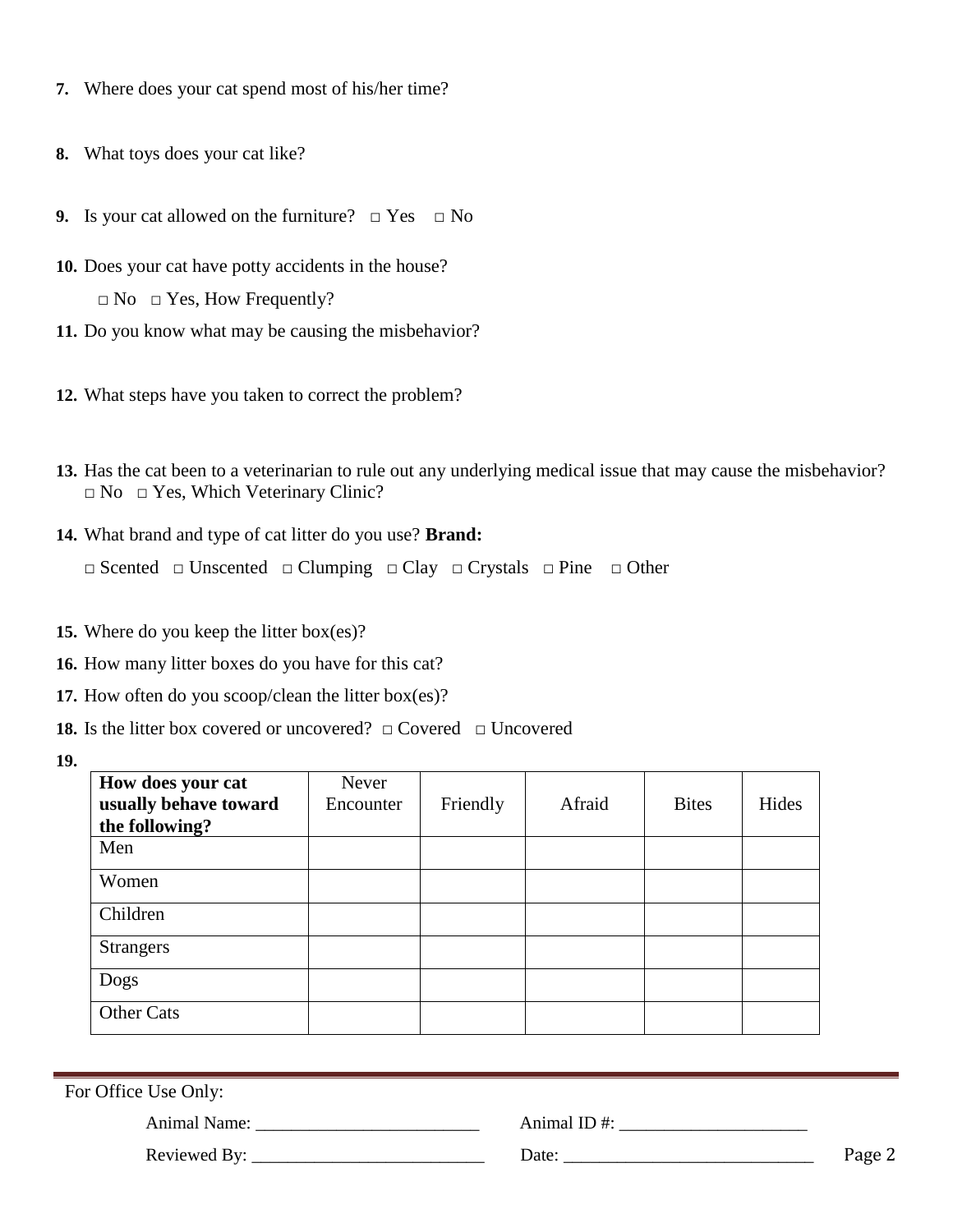**7.** Where does your cat spend most of his/her time?

**8.** What toys does your cat like?

**9.** Is your cat allowed on the furniture? □ Yes □ No

**10.** Does your cat have potty accidents in the house?

□ No □ Yes, How Frequently?

**11.** Do you know what may be causing the misbehavior?

**12.** What steps have you taken to correct the problem?

**13.** Has the cat been to a veterinarian to rule out any underlying medical issue that may cause the misbehavior?
□ No □ Yes, Which Veterinary Clinic?

**14.** What brand and type of cat litter do you use? **Brand:**

□ Scented □ Unscented □ Clumping □ Clay □ Crystals □ Pine □ Other

**15.** Where do you keep the litter box(es)?

**16.** How many litter boxes do you have for this cat?

**17.** How often do you scoop/clean the litter box(es)?

**18.** Is the litter box covered or uncovered? □ Covered □ Uncovered

**19.**

| **How does your cat usually behave toward the following?** | Never Encounter | Friendly | Afraid | Bites | Hides |
| --- | --- | --- | --- | --- | --- |
| Men | | | | | |
| Women | | | | | |
| Children | | | | | |
| Strangers | | | | | |
| Dogs | | | | | |
| Other Cats | | | | | |

For Office Use Only:

Animal Name: _________________________ Animal ID #: _____________________

Reviewed By: __________________________ Date: ____________________________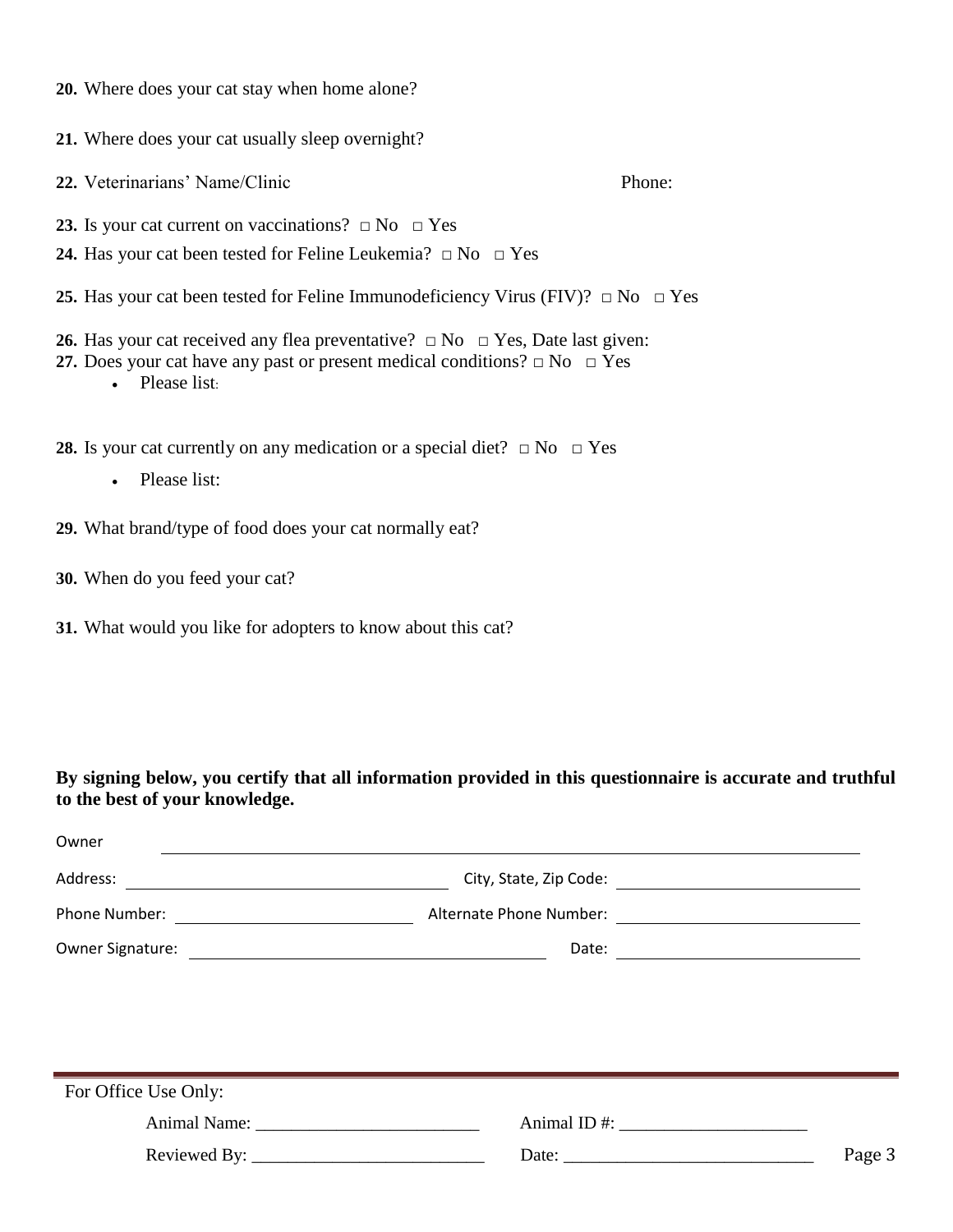**20.** Where does your cat stay when home alone?

**21.** Where does your cat usually sleep overnight?

**22.** Veterinarians' Name/Clinic Phone:

**23.** Is your cat current on vaccinations? □ No □ Yes

**24.** Has your cat been tested for Feline Leukemia? □ No □ Yes

**25.** Has your cat been tested for Feline Immunodeficiency Virus (FIV)? □ No □ Yes

**26.** Has your cat received any flea preventative? □ No □ Yes, Date last given:

**27.** Does your cat have any past or present medical conditions? □ No □ Yes

- Please list:

**28.** Is your cat currently on any medication or a special diet? □ No □ Yes

- Please list:

**29.** What brand/type of food does your cat normally eat?

**30.** When do you feed your cat?

**31.** What would you like for adopters to know about this cat?

**By signing below, you certify that all information provided in this questionnaire is accurate and truthful to the best of your knowledge.**

Owner ______________________________

Address: ______________________________ City, State, Zip Code: ______________________________

Phone Number: ______________________________ Alternate Phone Number: ______________________________

Owner Signature: ______________________________ Date: ______________________________

For Office Use Only:

Animal Name: ______________________________ Animal ID #: ______________________________

Reviewed By: ______________________________ Date: ______________________________